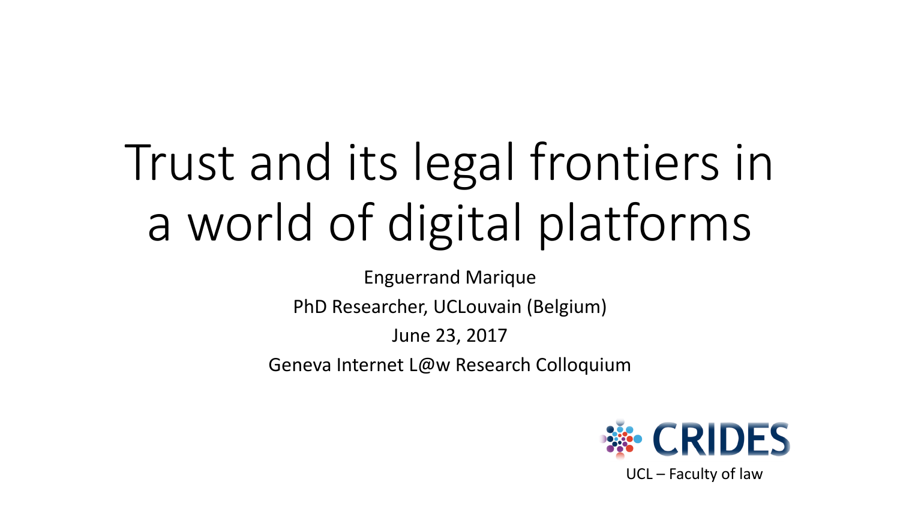# Trust and its legal frontiers in a world of digital platforms

Enguerrand Marique

PhD Researcher, UCLouvain (Belgium)

June 23, 2017

Geneva Internet L@w Research Colloquium

CRIDES

UCL – Faculty of law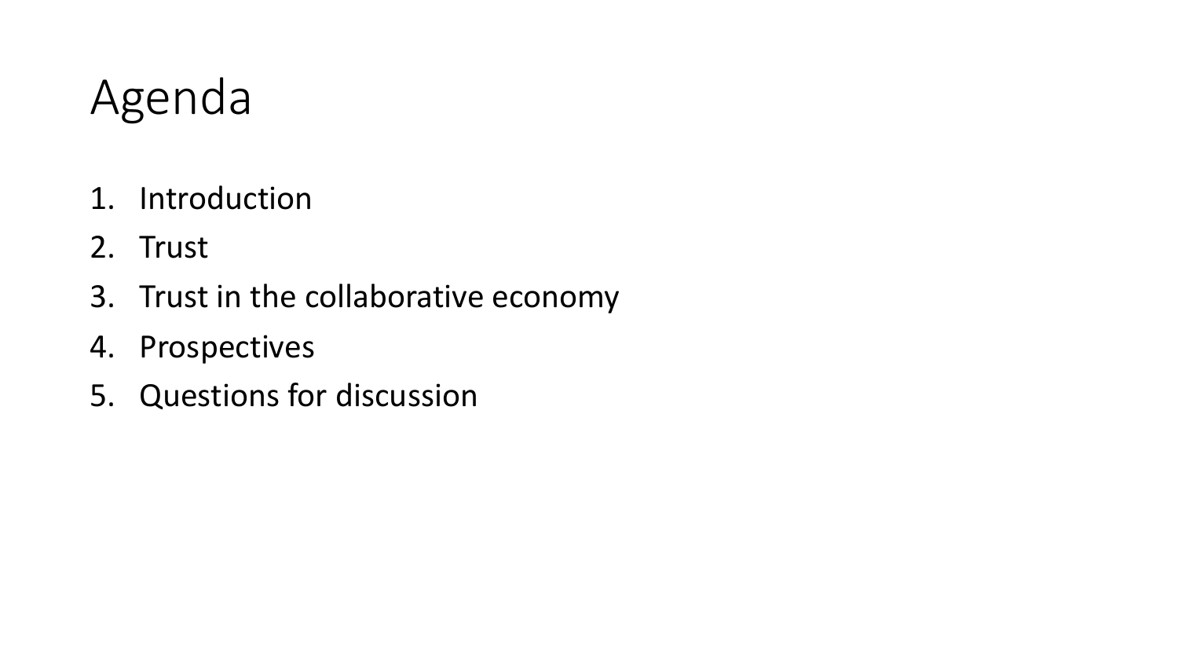# Agenda

1. Introduction
2. Trust
3. Trust in the collaborative economy
4. Prospectives
5. Questions for discussion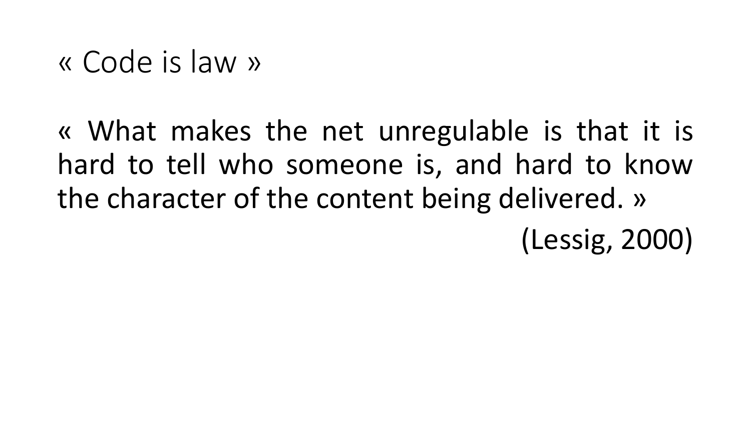# « Code is law »

« What makes the net unregulable is that it is hard to tell who someone is, and hard to know the character of the content being delivered. »

(Lessig, 2000)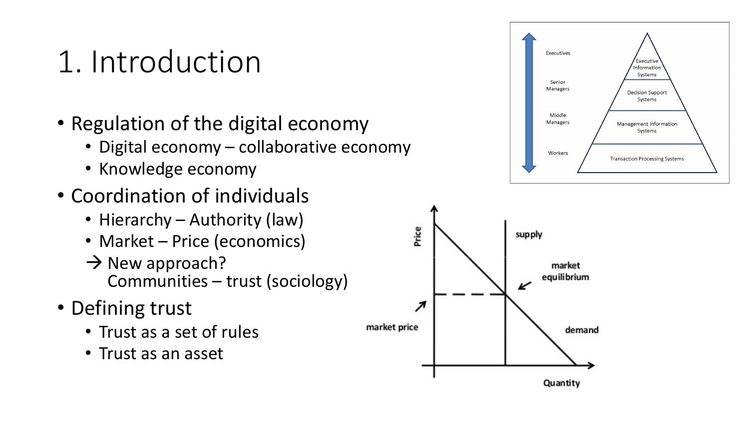# 1. Introduction

- Regulation of the digital economy
  - Digital economy – collaborative economy
  - Knowledge economy
- Coordination of individuals
  - Hierarchy – Authority (law)
  - Market – Price (economics)
  
  → New approach?
  Communities – trust (sociology)
- Defining trust
  - Trust as a set of rules
  - Trust as an asset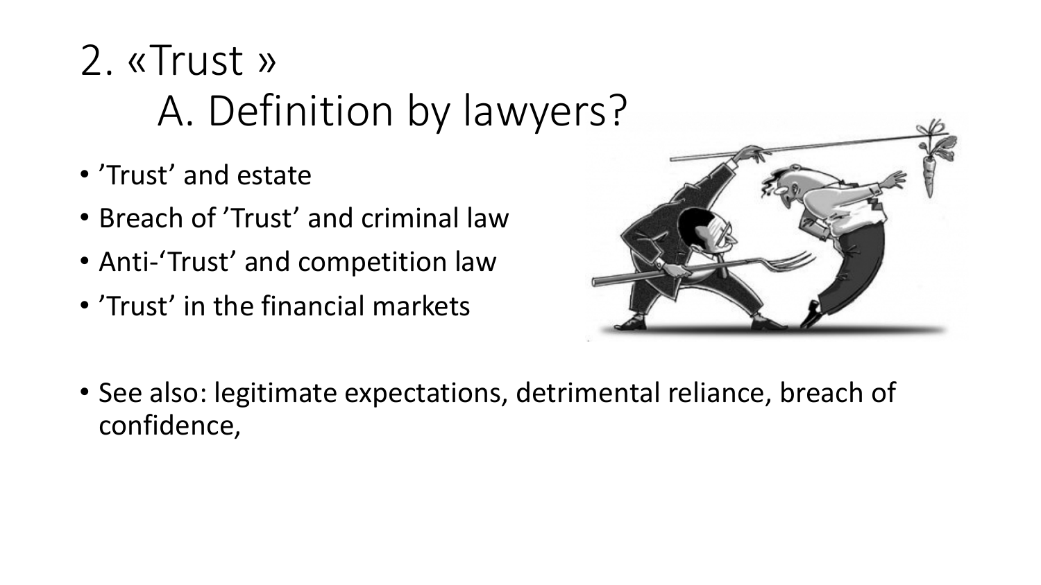# 2. «Trust »

## A. Definition by lawyers?

- ’Trust’ and estate
- Breach of ’Trust’ and criminal law
- Anti-‘Trust’ and competition law
- ’Trust’ in the financial markets

- See also: legitimate expectations, detrimental reliance, breach of confidence,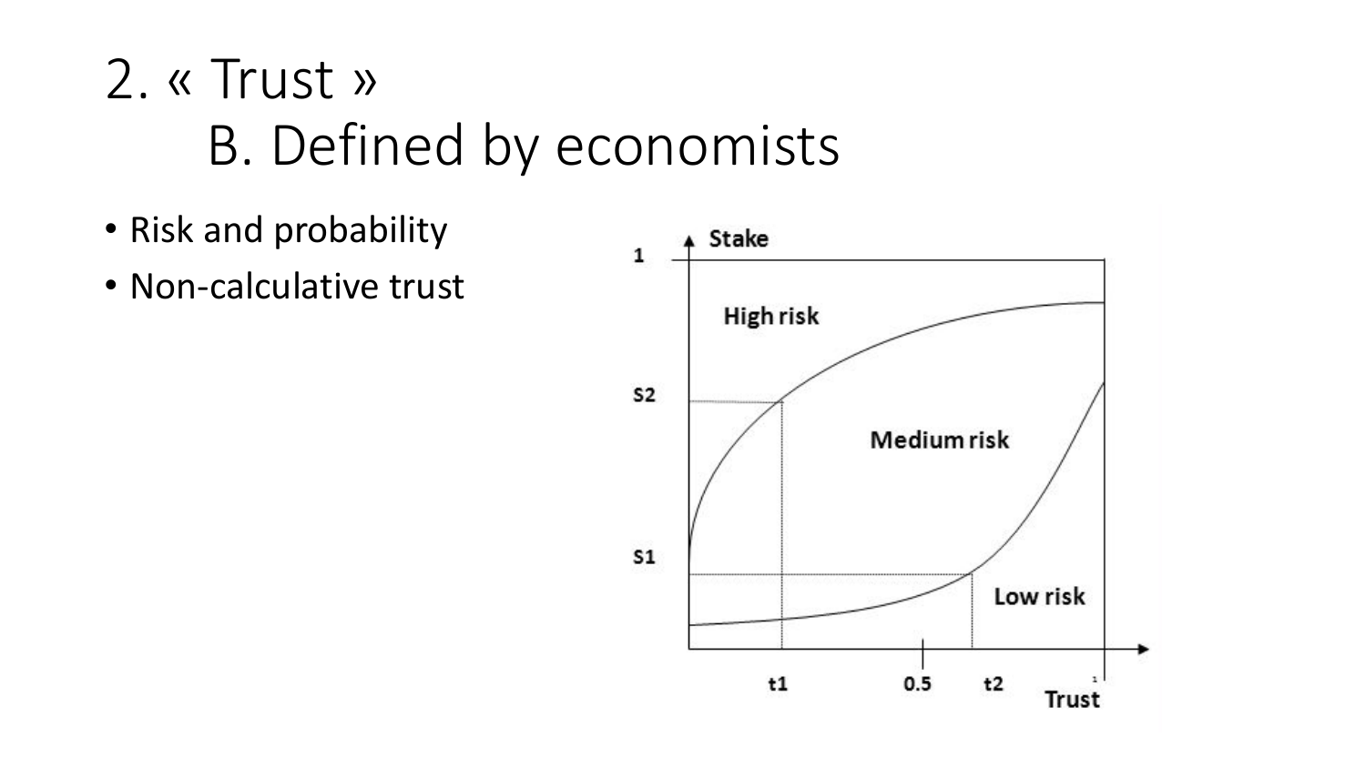# 2. « Trust »

## B. Defined by economists

- Risk and probability
- Non-calculative trust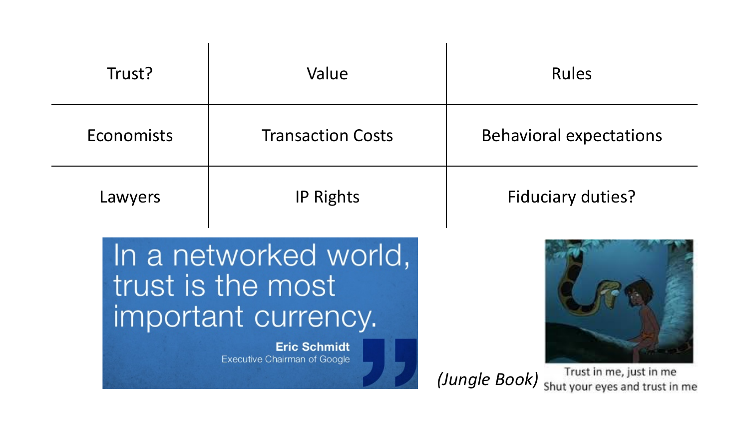| Trust? | Value | Rules |
|---|---|---|
| Economists | Transaction Costs | Behavioral expectations |
| Lawyers | IP Rights | Fiduciary duties? |

In a networked world, trust is the most important currency.

**Eric Schmidt**
Executive Chairman of Google

*(Jungle Book)*

Trust in me, just in me
Shut your eyes and trust in me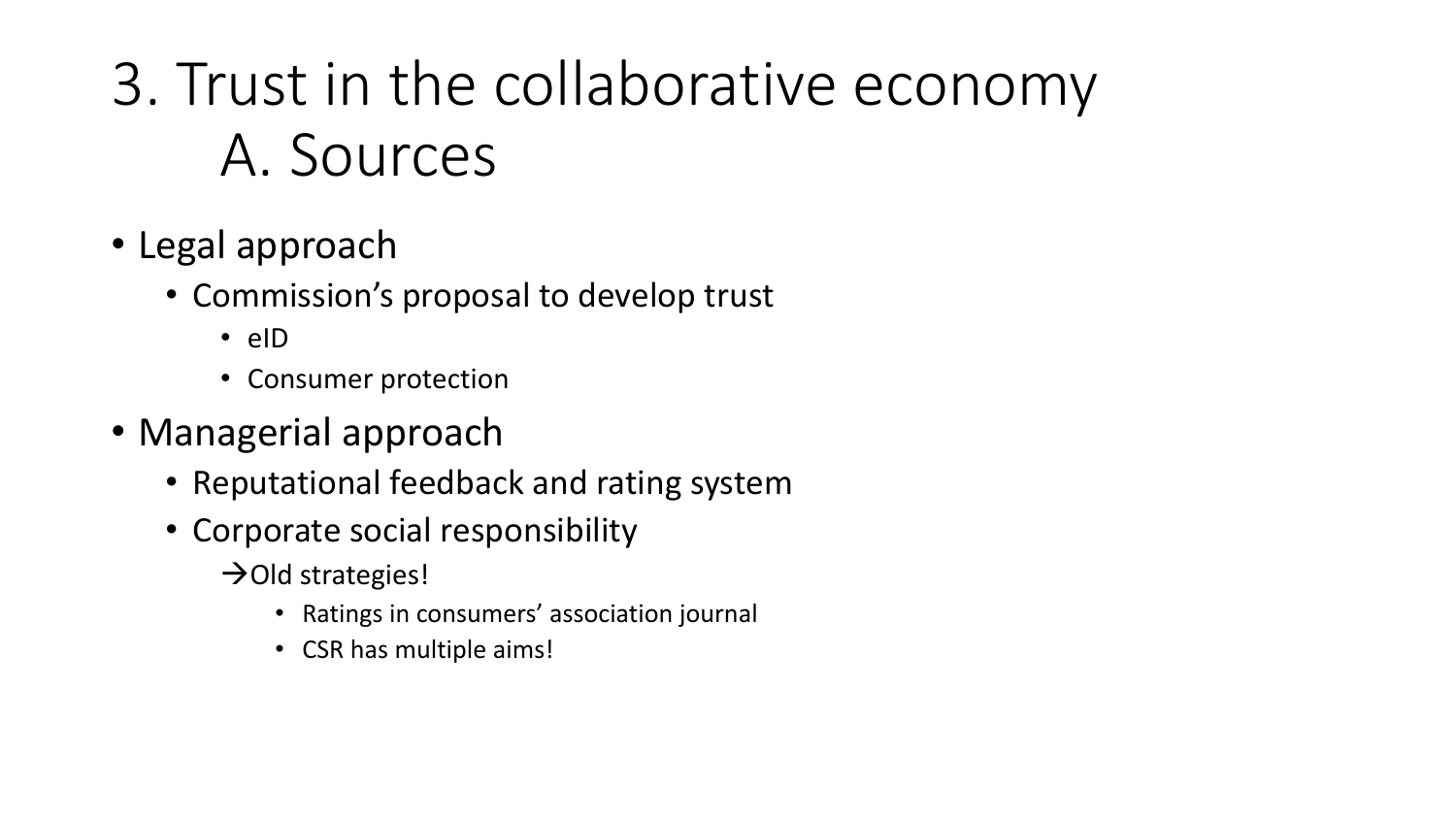# 3. Trust in the collaborative economy
## A. Sources

- Legal approach
  - Commission's proposal to develop trust
    - eID
    - Consumer protection
- Managerial approach
  - Reputational feedback and rating system
  - Corporate social responsibility
    - →Old strategies!
      - Ratings in consumers' association journal
      - CSR has multiple aims!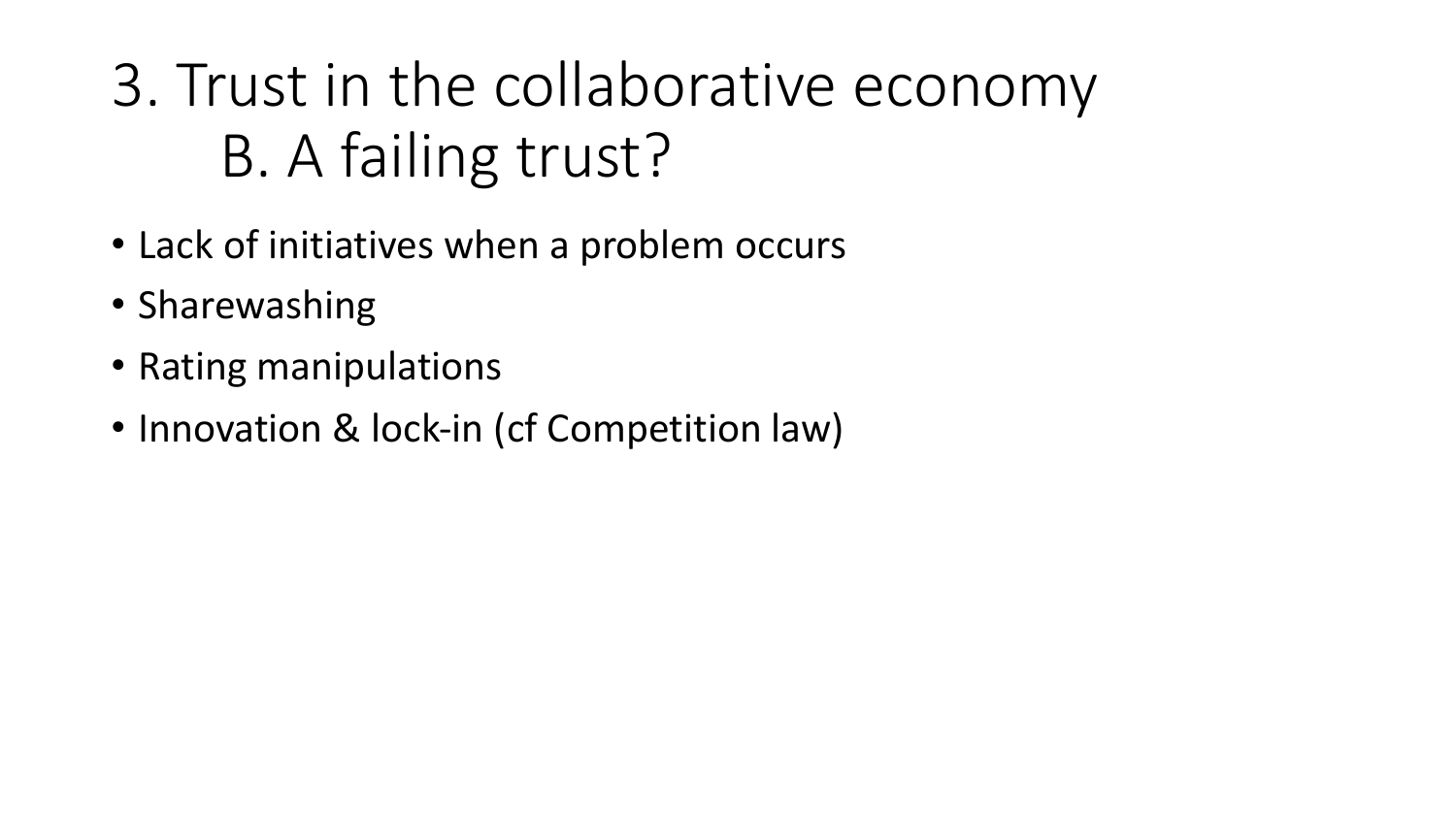# 3. Trust in the collaborative economy

## B. A failing trust?

- Lack of initiatives when a problem occurs
- Sharewashing
- Rating manipulations
- Innovation & lock-in (cf Competition law)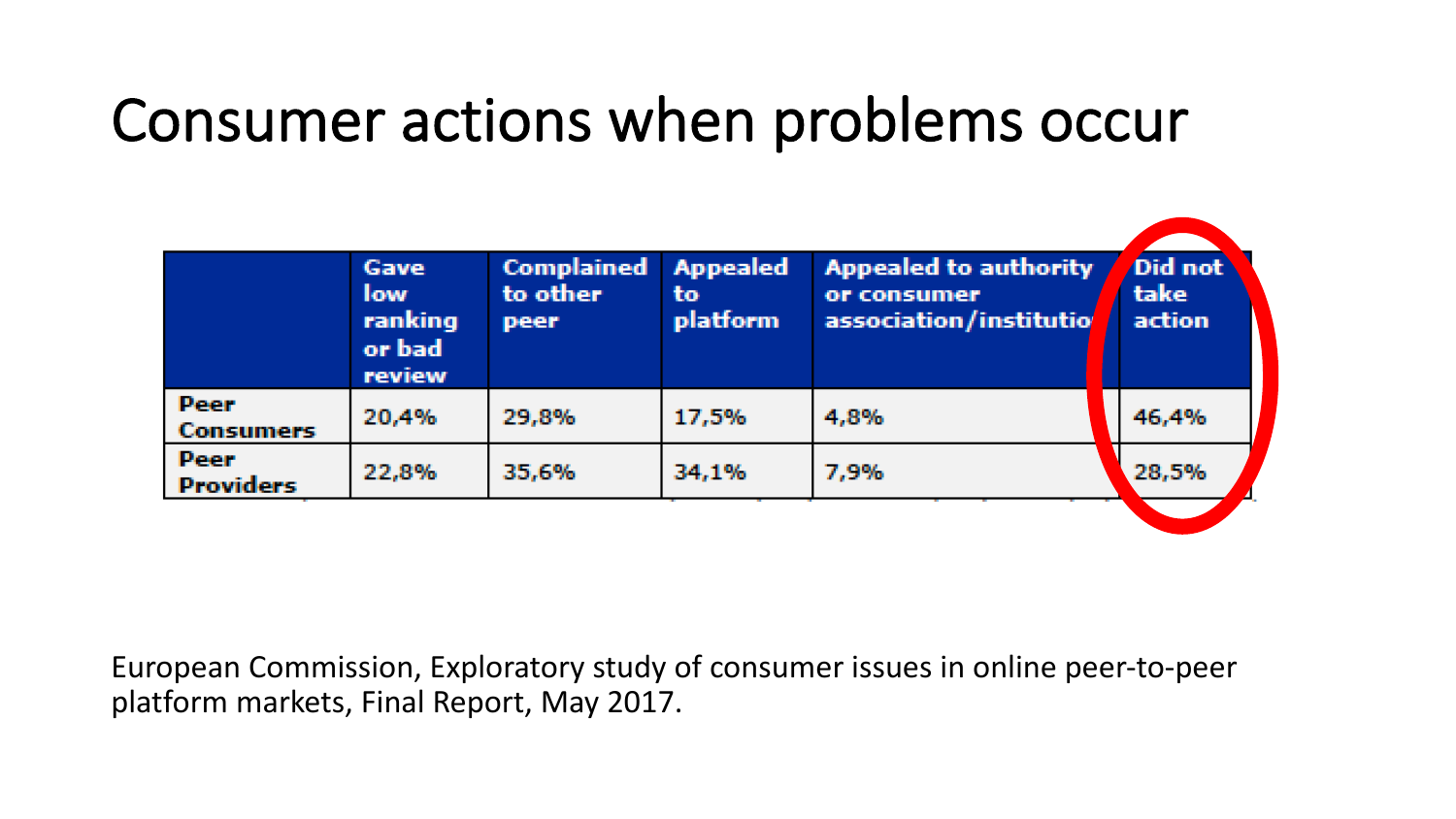# Consumer actions when problems occur

| | Gave low ranking or bad review | Complained to other peer | Appealed to platform | Appealed to authority or consumer association/institutio | Did not take action |
|---|---|---|---|---|---|
| **Peer Consumers** | 20,4% | 29,8% | 17,5% | 4,8% | 46,4% |
| **Peer Providers** | 22,8% | 35,6% | 34,1% | 7,9% | 28,5% |

European Commission, Exploratory study of consumer issues in online peer-to-peer platform markets, Final Report, May 2017.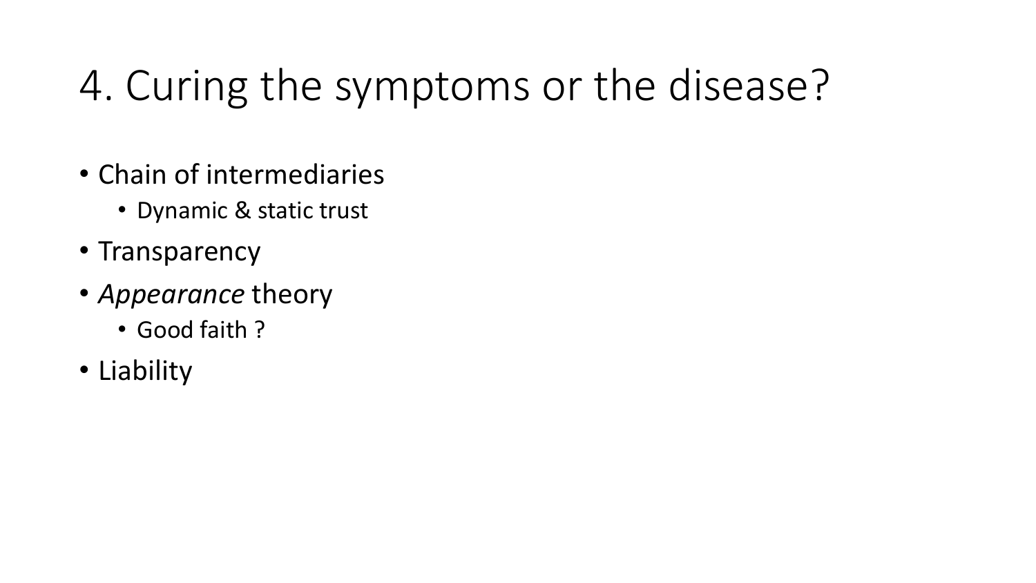# 4. Curing the symptoms or the disease?

- Chain of intermediaries
  - Dynamic & static trust
- Transparency
- *Appearance* theory
  - Good faith ?
- Liability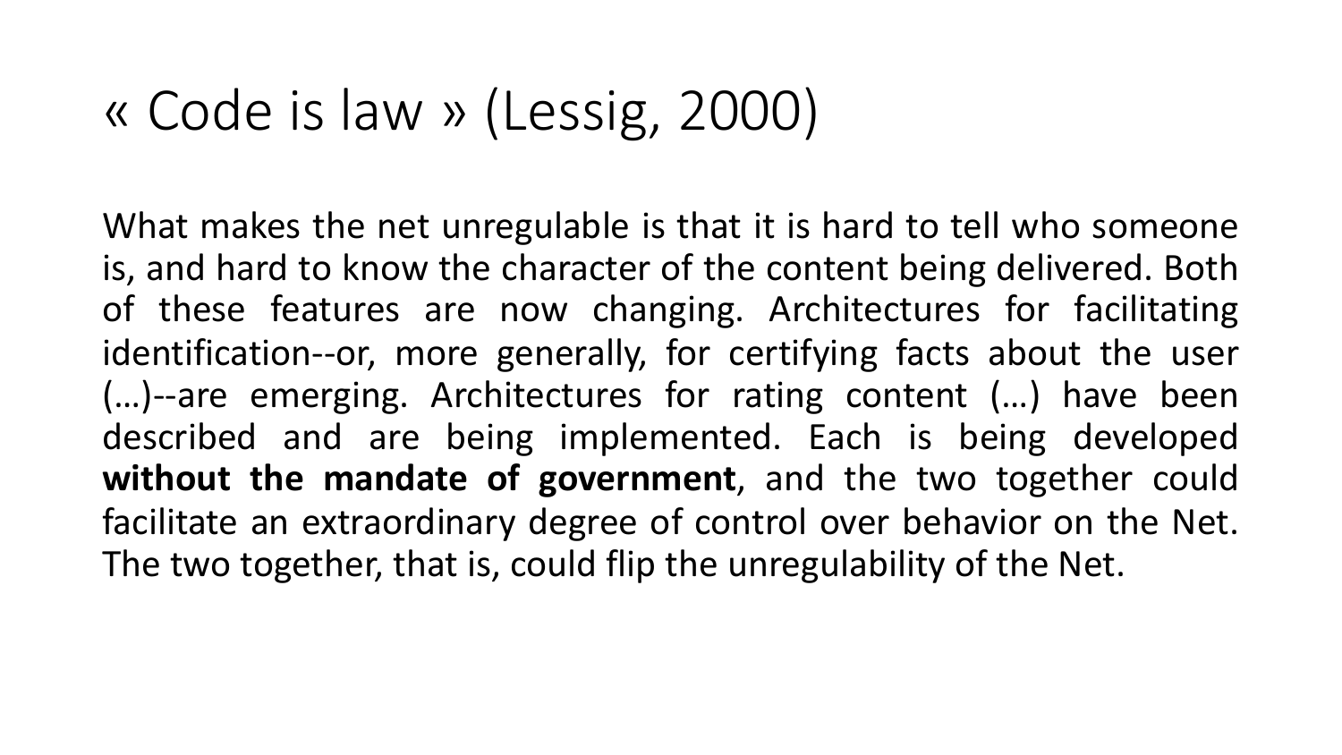# « Code is law » (Lessig, 2000)

What makes the net unregulable is that it is hard to tell who someone is, and hard to know the character of the content being delivered. Both of these features are now changing. Architectures for facilitating identification--or, more generally, for certifying facts about the user (…)--are emerging. Architectures for rating content (…) have been described and are being implemented. Each is being developed **without the mandate of government**, and the two together could facilitate an extraordinary degree of control over behavior on the Net. The two together, that is, could flip the unregulability of the Net.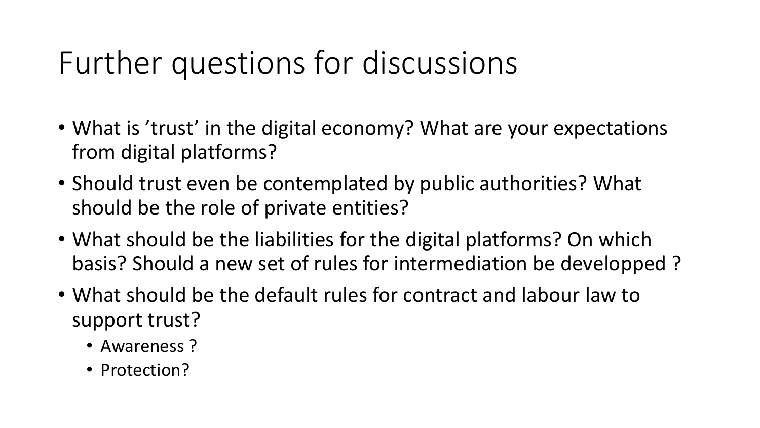# Further questions for discussions

- What is ’trust’ in the digital economy? What are your expectations from digital platforms?
- Should trust even be contemplated by public authorities? What should be the role of private entities?
- What should be the liabilities for the digital platforms? On which basis? Should a new set of rules for intermediation be developped ?
- What should be the default rules for contract and labour law to support trust?
  - Awareness ?
  - Protection?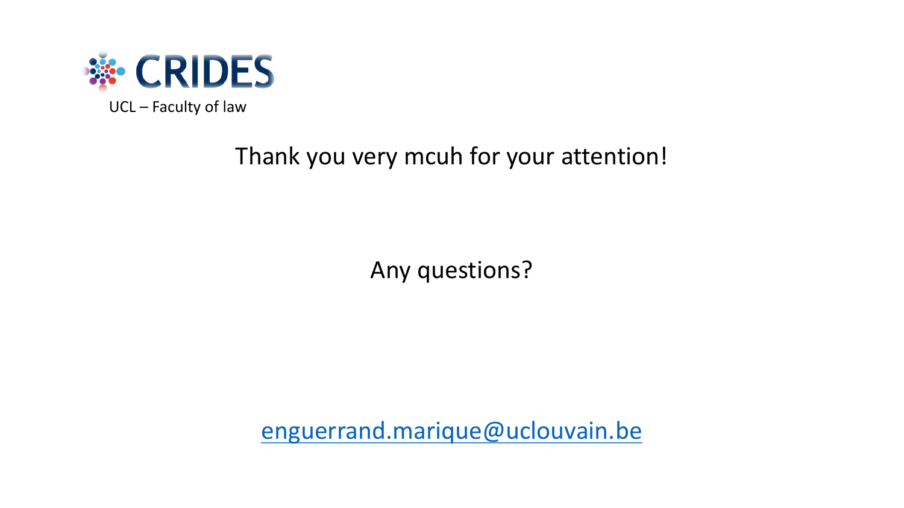CRIDES

UCL – Faculty of law

Thank you very mcuh for your attention!

Any questions?

enguerrand.marique@uclouvain.be